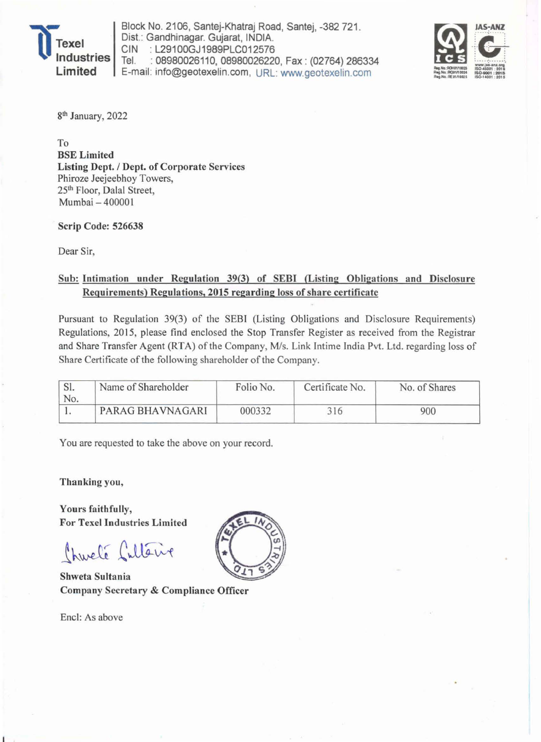**Texel Industries Limited**

Block No. 2106, Santej-Khatraj Road, Santej, -382 721.
Dist.: Gandhinagar. Gujarat, INDIA.
CIN : L29100GJ1989PLC012576
Tel. : 08980026110, 08980026220, Fax : (02764) 286334
E-mail: info@geotexelin.com, URL: www.geotexelin.com

8th January, 2022

To
**BSE Limited**
**Listing Dept. / Dept. of Corporate Services**
Phiroze Jeejeebhoy Towers,
25th Floor, Dalal Street,
Mumbai – 400001

**Scrip Code: 526638**

Dear Sir,

**Sub: Intimation under Regulation 39(3) of SEBI (Listing Obligations and Disclosure Requirements) Regulations, 2015 regarding loss of share certificate**

Pursuant to Regulation 39(3) of the SEBI (Listing Obligations and Disclosure Requirements) Regulations, 2015, please find enclosed the Stop Transfer Register as received from the Registrar and Share Transfer Agent (RTA) of the Company, M/s. Link Intime India Pvt. Ltd. regarding loss of Share Certificate of the following shareholder of the Company.

| Sl. No. | Name of Shareholder | Folio No. | Certificate No. | No. of Shares |
|---|---|---|---|---|
| 1. | PARAG BHAVNAGARI | 000332 | 316 | 900 |

You are requested to take the above on your record.

**Thanking you,**

**Yours faithfully,**
**For Texel Industries Limited**

**Shweta Sultania**
**Company Secretary & Compliance Officer**

Encl: As above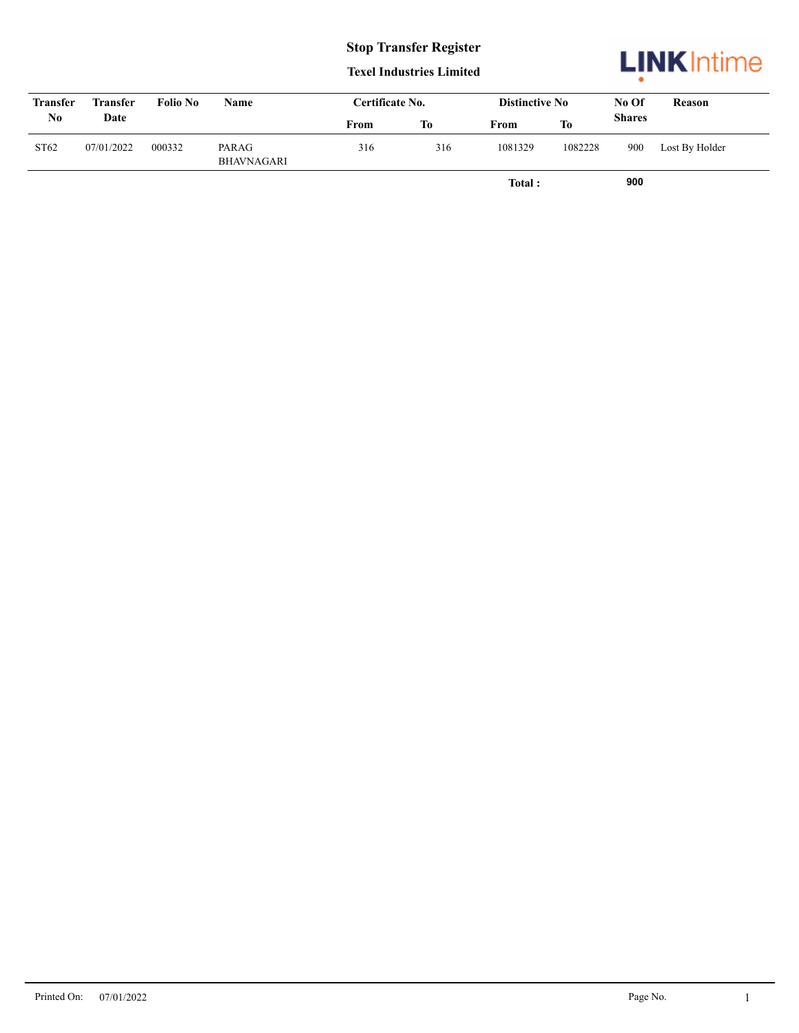# Stop Transfer Register

## Texel Industries Limited

| Transfer No | Transfer Date | Folio No | Name | Certificate No. From | Certificate No. To | Distinctive No From | Distinctive No To | No Of Shares | Reason |
|---|---|---|---|---|---|---|---|---|---|
| ST62 | 07/01/2022 | 000332 | PARAG BHAVNAGARI | 316 | 316 | 1081329 | 1082228 | 900 | Lost By Holder |
| | | | | | | Total : | | 900 | |

Printed On: 07/01/2022